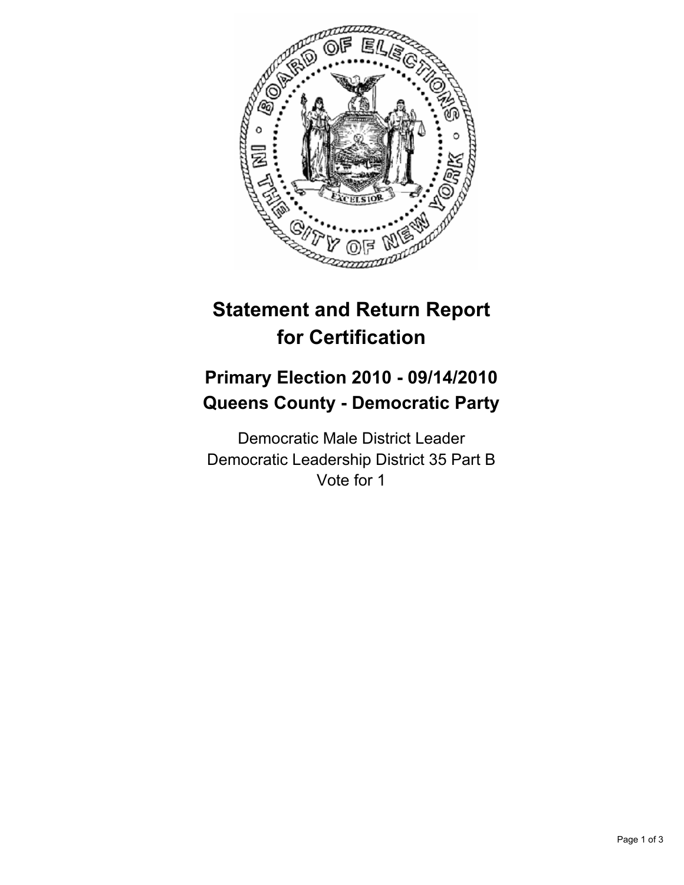# Statement and Return Report for Certification

## Primary Election 2010 - 09/14/2010
## Queens County - Democratic Party

Democratic Male District Leader
Democratic Leadership District 35 Part B
Vote for 1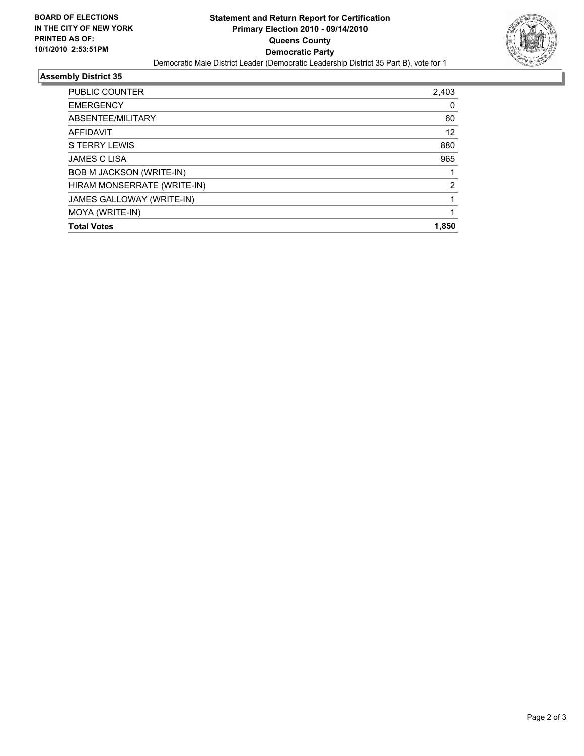**BOARD OF ELECTIONS IN THE CITY OF NEW YORK PRINTED AS OF: 10/1/2010 2:53:51PM**

# Statement and Return Report for Certification
## Primary Election 2010 - 09/14/2010
## Queens County
## Democratic Party

Democratic Male District Leader (Democratic Leadership District 35 Part B), vote for 1

### Assembly District 35

| | |
|---|---|
| PUBLIC COUNTER | 2,403 |
| EMERGENCY | 0 |
| ABSENTEE/MILITARY | 60 |
| AFFIDAVIT | 12 |
| S TERRY LEWIS | 880 |
| JAMES C LISA | 965 |
| BOB M JACKSON (WRITE-IN) | 1 |
| HIRAM MONSERRATE (WRITE-IN) | 2 |
| JAMES GALLOWAY (WRITE-IN) | 1 |
| MOYA (WRITE-IN) | 1 |
| **Total Votes** | **1,850** |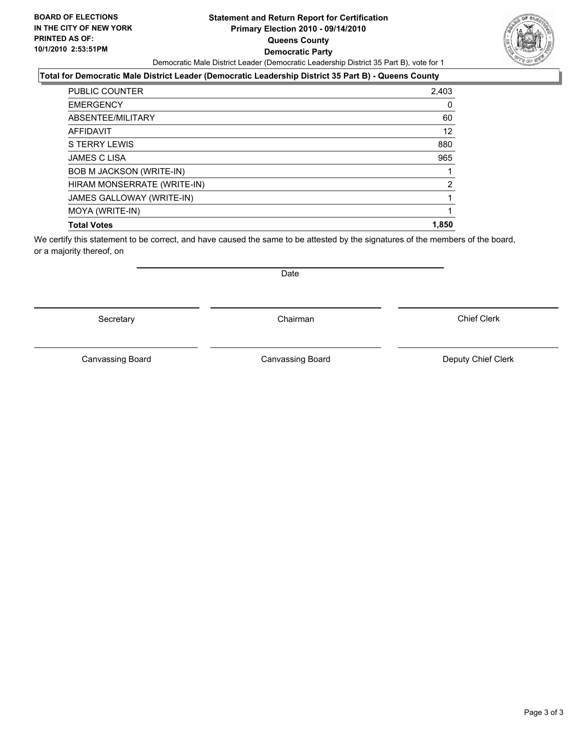**BOARD OF ELECTIONS IN THE CITY OF NEW YORK PRINTED AS OF: 10/1/2010 2:53:51PM**

# Statement and Return Report for Certification
## Primary Election 2010 - 09/14/2010
## Queens County
## Democratic Party

Democratic Male District Leader (Democratic Leadership District 35 Part B), vote for 1

**Total for Democratic Male District Leader (Democratic Leadership District 35 Part B) - Queens County**

| | |
|---|---|
| PUBLIC COUNTER | 2,403 |
| EMERGENCY | 0 |
| ABSENTEE/MILITARY | 60 |
| AFFIDAVIT | 12 |
| S TERRY LEWIS | 880 |
| JAMES C LISA | 965 |
| BOB M JACKSON (WRITE-IN) | 1 |
| HIRAM MONSERRATE (WRITE-IN) | 2 |
| JAMES GALLOWAY (WRITE-IN) | 1 |
| MOYA (WRITE-IN) | 1 |
| **Total Votes** | **1,850** |

We certify this statement to be correct, and have caused the same to be attested by the signatures of the members of the board, or a majority thereof, on

Date

Secretary

Chairman

Chief Clerk

Canvassing Board

Canvassing Board

Deputy Chief Clerk